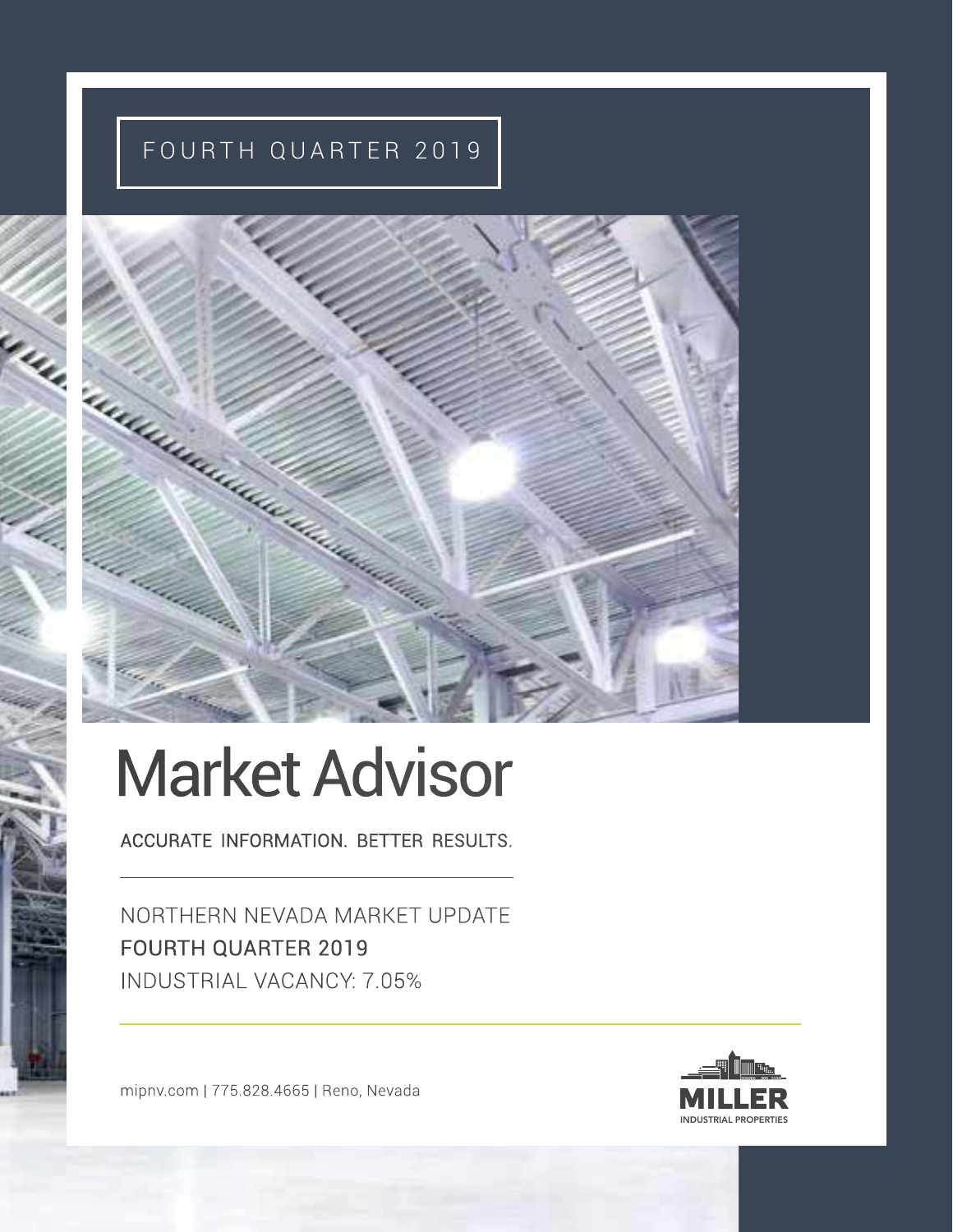FOURTH QUARTER 2019

# Market Advisor

ACCURATE INFORMATION. BETTER RESULTS.

NORTHERN NEVADA MARKET UPDATE

**FOURTH QUARTER 2019**

INDUSTRIAL VACANCY: 7.05%

mipnv.com | 775.828.4665 | Reno, Nevada

MILLER
INDUSTRIAL PROPERTIES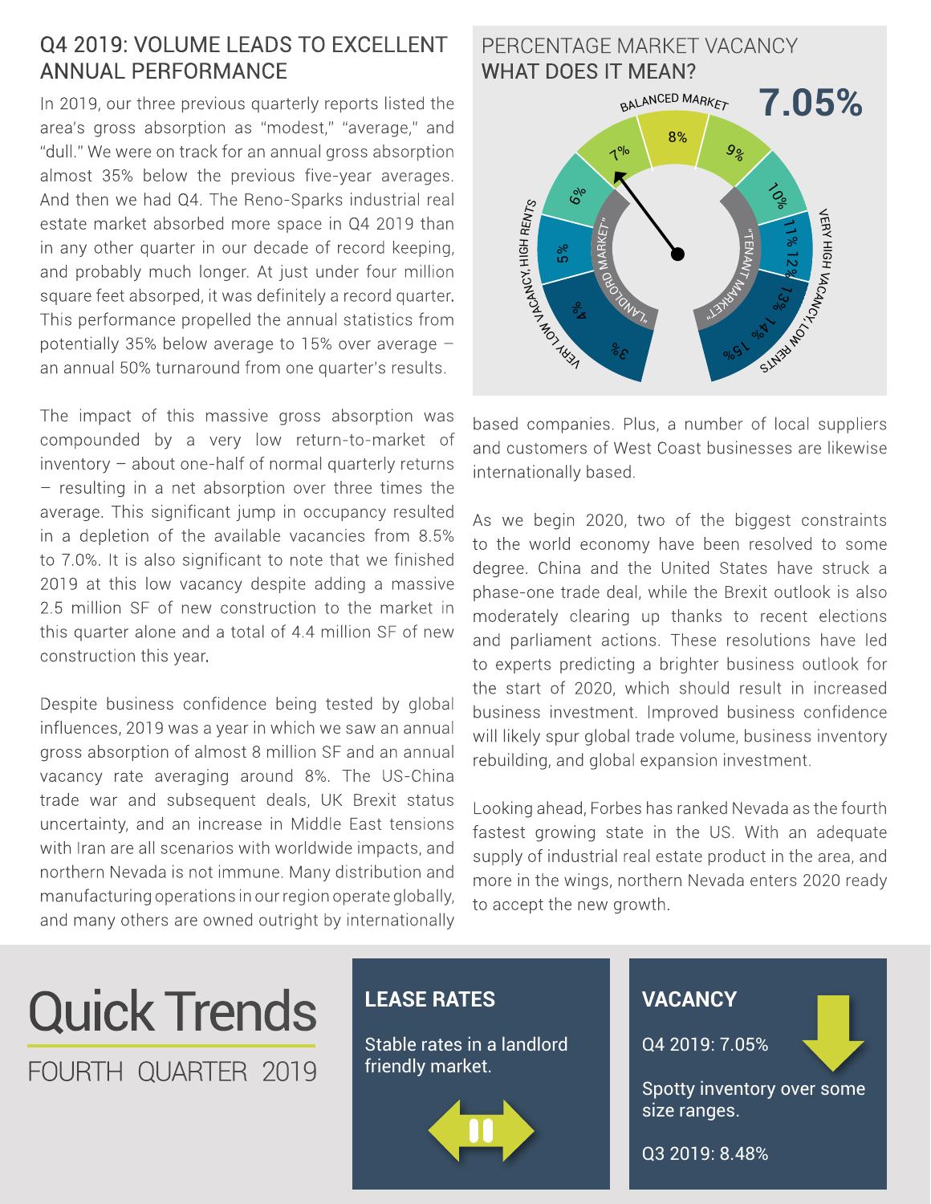## Q4 2019: VOLUME LEADS TO EXCELLENT ANNUAL PERFORMANCE

In 2019, our three previous quarterly reports listed the area's gross absorption as "modest," "average," and "dull." We were on track for an annual gross absorption almost 35% below the previous five-year averages. And then we had Q4. The Reno-Sparks industrial real estate market absorbed more space in Q4 2019 than in any other quarter in our decade of record keeping, and probably much longer. At just under four million square feet absorbed, it was definitely a record quarter. This performance propelled the annual statistics from potentially 35% below average to 15% over average – an annual 50% turnaround from one quarter's results.

The impact of this massive gross absorption was compounded by a very low return-to-market of inventory – about one-half of normal quarterly returns – resulting in a net absorption over three times the average. This significant jump in occupancy resulted in a depletion of the available vacancies from 8.5% to 7.0%. It is also significant to note that we finished 2019 at this low vacancy despite adding a massive 2.5 million SF of new construction to the market in this quarter alone and a total of 4.4 million SF of new construction this year.

Despite business confidence being tested by global influences, 2019 was a year in which we saw an annual gross absorption of almost 8 million SF and an annual vacancy rate averaging around 8%. The US-China trade war and subsequent deals, UK Brexit status uncertainty, and an increase in Middle East tensions with Iran are all scenarios with worldwide impacts, and northern Nevada is not immune. Many distribution and manufacturing operations in our region operate globally, and many others are owned outright by internationally based companies. Plus, a number of local suppliers and customers of West Coast businesses are likewise internationally based.

As we begin 2020, two of the biggest constraints to the world economy have been resolved to some degree. China and the United States have struck a phase-one trade deal, while the Brexit outlook is also moderately clearing up thanks to recent elections and parliament actions. These resolutions have led to experts predicting a brighter business outlook for the start of 2020, which should result in increased business investment. Improved business confidence will likely spur global trade volume, business inventory rebuilding, and global expansion investment.

Looking ahead, Forbes has ranked Nevada as the fourth fastest growing state in the US. With an adequate supply of industrial real estate product in the area, and more in the wings, northern Nevada enters 2020 ready to accept the new growth.

## PERCENTAGE MARKET VACANCY WHAT DOES IT MEAN?

**7.05%**

BALANCED MARKET: 8%

"LANDLORD MARKET" — VERY LOW VACANCY, HIGH RENTS: 3%, 4%, 5%, 6%, 7%

"TENANT MARKET" — VERY HIGH VACANCY, LOW RENTS: 9%, 10%, 11%, 12%, 13%, 14%, 15%

# Quick Trends

FOURTH QUARTER 2019

### LEASE RATES

Stable rates in a landlord friendly market.

### VACANCY

Q4 2019: 7.05%

Spotty inventory over some size ranges.

Q3 2019: 8.48%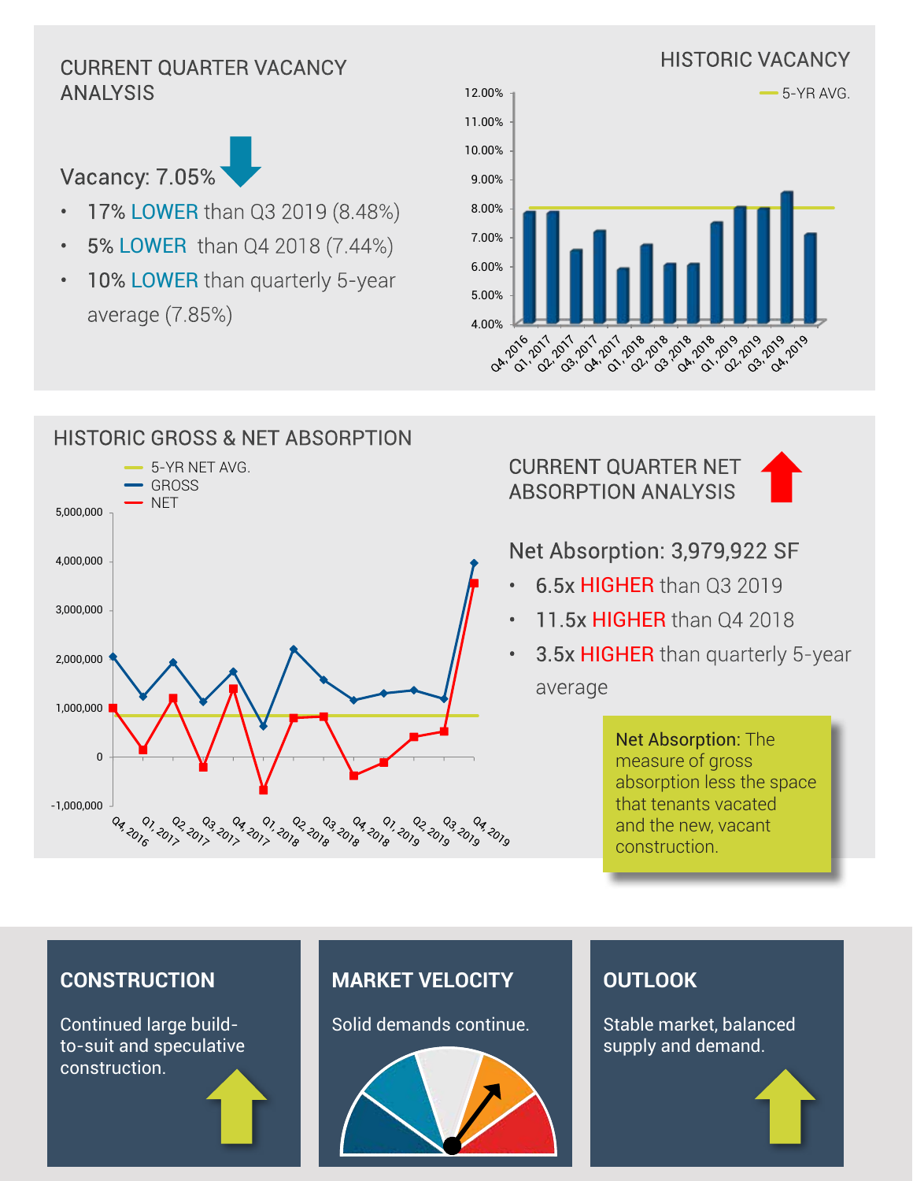## CURRENT QUARTER VACANCY ANALYSIS

Vacancy: 7.05%

- 17% LOWER than Q3 2019 (8.48%)
- 5% LOWER than Q4 2018 (7.44%)
- 10% LOWER than quarterly 5-year average (7.85%)

## HISTORIC VACANCY

5-YR AVG.

12.00%
11.00%
10.00%
9.00%
8.00%
7.00%
6.00%
5.00%
4.00%

Q4, 2016 Q1, 2017 Q2, 2017 Q3, 2017 Q4, 2017 Q1, 2018 Q2, 2018 Q3, 2018 Q4, 2018 Q1, 2019 Q2, 2019 Q3, 2019 Q4, 2019

## HISTORIC GROSS & NET ABSORPTION

5-YR NET AVG.
GROSS
NET

5,000,000
4,000,000
3,000,000
2,000,000
1,000,000
0
-1,000,000

Q4, 2016 Q1, 2017 Q2, 2017 Q3, 2017 Q4, 2017 Q1, 2018 Q2, 2018 Q3, 2018 Q4, 2018 Q1, 2019 Q2, 2019 Q3, 2019 Q4, 2019

## CURRENT QUARTER NET ABSORPTION ANALYSIS

Net Absorption: 3,979,922 SF

- 6.5x HIGHER than Q3 2019
- 11.5x HIGHER than Q4 2018
- 3.5x HIGHER than quarterly 5-year average

**Net Absorption:** The measure of gross absorption less the space that tenants vacated and the new, vacant construction.

### CONSTRUCTION

Continued large build-to-suit and speculative construction.

### MARKET VELOCITY

Solid demands continue.

### OUTLOOK

Stable market, balanced supply and demand.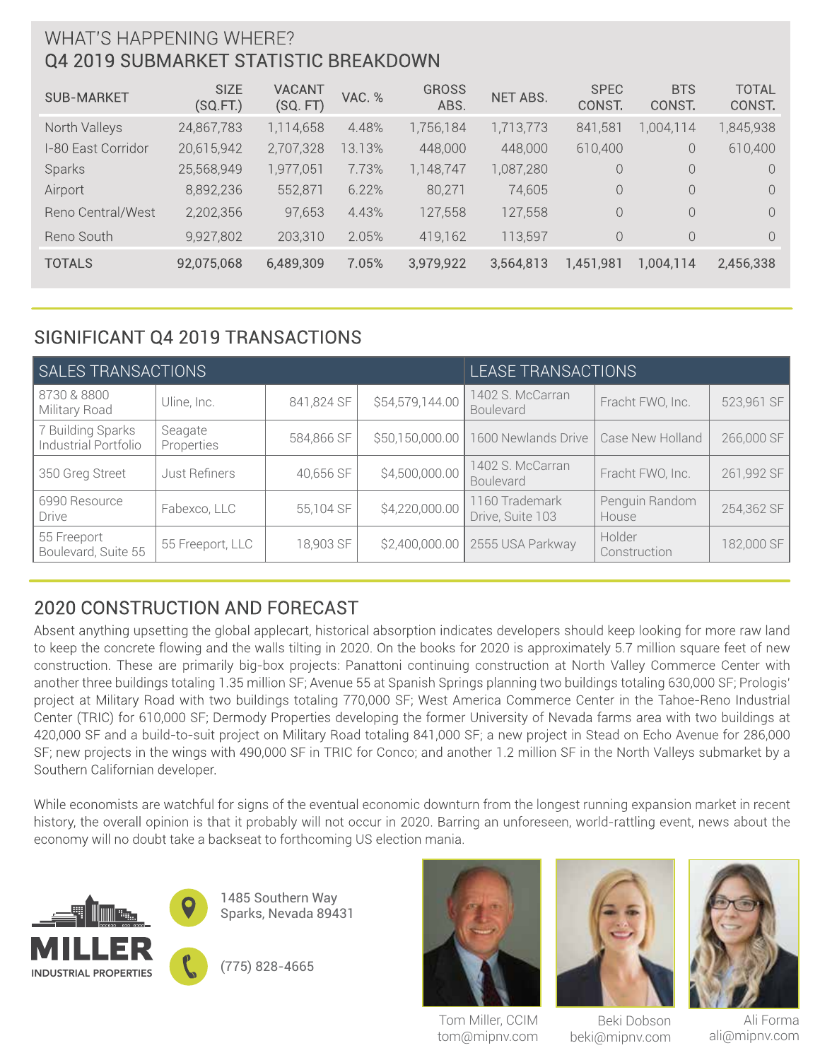## WHAT'S HAPPENING WHERE?
## Q4 2019 SUBMARKET STATISTIC BREAKDOWN

| SUB-MARKET | SIZE (SQ.FT.) | VACANT (SQ. FT) | VAC. % | GROSS ABS. | NET ABS. | SPEC CONST. | BTS CONST. | TOTAL CONST. |
|---|---|---|---|---|---|---|---|---|
| North Valleys | 24,867,783 | 1,114,658 | 4.48% | 1,756,184 | 1,713,773 | 841,581 | 1,004,114 | 1,845,938 |
| I-80 East Corridor | 20,615,942 | 2,707,328 | 13.13% | 448,000 | 448,000 | 610,400 | 0 | 610,400 |
| Sparks | 25,568,949 | 1,977,051 | 7.73% | 1,148,747 | 1,087,280 | 0 | 0 | 0 |
| Airport | 8,892,236 | 552,871 | 6.22% | 80,271 | 74,605 | 0 | 0 | 0 |
| Reno Central/West | 2,202,356 | 97,653 | 4.43% | 127,558 | 127,558 | 0 | 0 | 0 |
| Reno South | 9,927,802 | 203,310 | 2.05% | 419,162 | 113,597 | 0 | 0 | 0 |
| TOTALS | 92,075,068 | 6,489,309 | 7.05% | 3,979,922 | 3,564,813 | 1,451,981 | 1,004,114 | 2,456,338 |

## SIGNIFICANT Q4 2019 TRANSACTIONS

| SALES TRANSACTIONS | | | | LEASE TRANSACTIONS | | |
|---|---|---|---|---|---|---|
| 8730 & 8800 Military Road | Uline, Inc. | 841,824 SF | $54,579,144.00 | 1402 S. McCarran Boulevard | Fracht FWO, Inc. | 523,961 SF |
| 7 Building Sparks Industrial Portfolio | Seagate Properties | 584,866 SF | $50,150,000.00 | 1600 Newlands Drive | Case New Holland | 266,000 SF |
| 350 Greg Street | Just Refiners | 40,656 SF | $4,500,000.00 | 1402 S. McCarran Boulevard | Fracht FWO, Inc. | 261,992 SF |
| 6990 Resource Drive | Fabexco, LLC | 55,104 SF | $4,220,000.00 | 1160 Trademark Drive, Suite 103 | Penguin Random House | 254,362 SF |
| 55 Freeport Boulevard, Suite 55 | 55 Freeport, LLC | 18,903 SF | $2,400,000.00 | 2555 USA Parkway | Holder Construction | 182,000 SF |

## 2020 CONSTRUCTION AND FORECAST

Absent anything upsetting the global applecart, historical absorption indicates developers should keep looking for more raw land to keep the concrete flowing and the walls tilting in 2020. On the books for 2020 is approximately 5.7 million square feet of new construction. These are primarily big-box projects: Panattoni continuing construction at North Valley Commerce Center with another three buildings totaling 1.35 million SF; Avenue 55 at Spanish Springs planning two buildings totaling 630,000 SF; Prologis' project at Military Road with two buildings totaling 770,000 SF; West America Commerce Center in the Tahoe-Reno Industrial Center (TRIC) for 610,000 SF; Dermody Properties developing the former University of Nevada farms area with two buildings at 420,000 SF and a build-to-suit project on Military Road totaling 841,000 SF; a new project in Stead on Echo Avenue for 286,000 SF; new projects in the wings with 490,000 SF in TRIC for Conco; and another 1.2 million SF in the North Valleys submarket by a Southern Californian developer.

While economists are watchful for signs of the eventual economic downturn from the longest running expansion market in recent history, the overall opinion is that it probably will not occur in 2020. Barring an unforeseen, world-rattling event, news about the economy will no doubt take a backseat to forthcoming US election mania.

MILLER INDUSTRIAL PROPERTIES

1485 Southern Way
Sparks, Nevada 89431

(775) 828-4665

Tom Miller, CCIM
tom@mipnv.com

Beki Dobson
beki@mipnv.com

Ali Forma
ali@mipnv.com